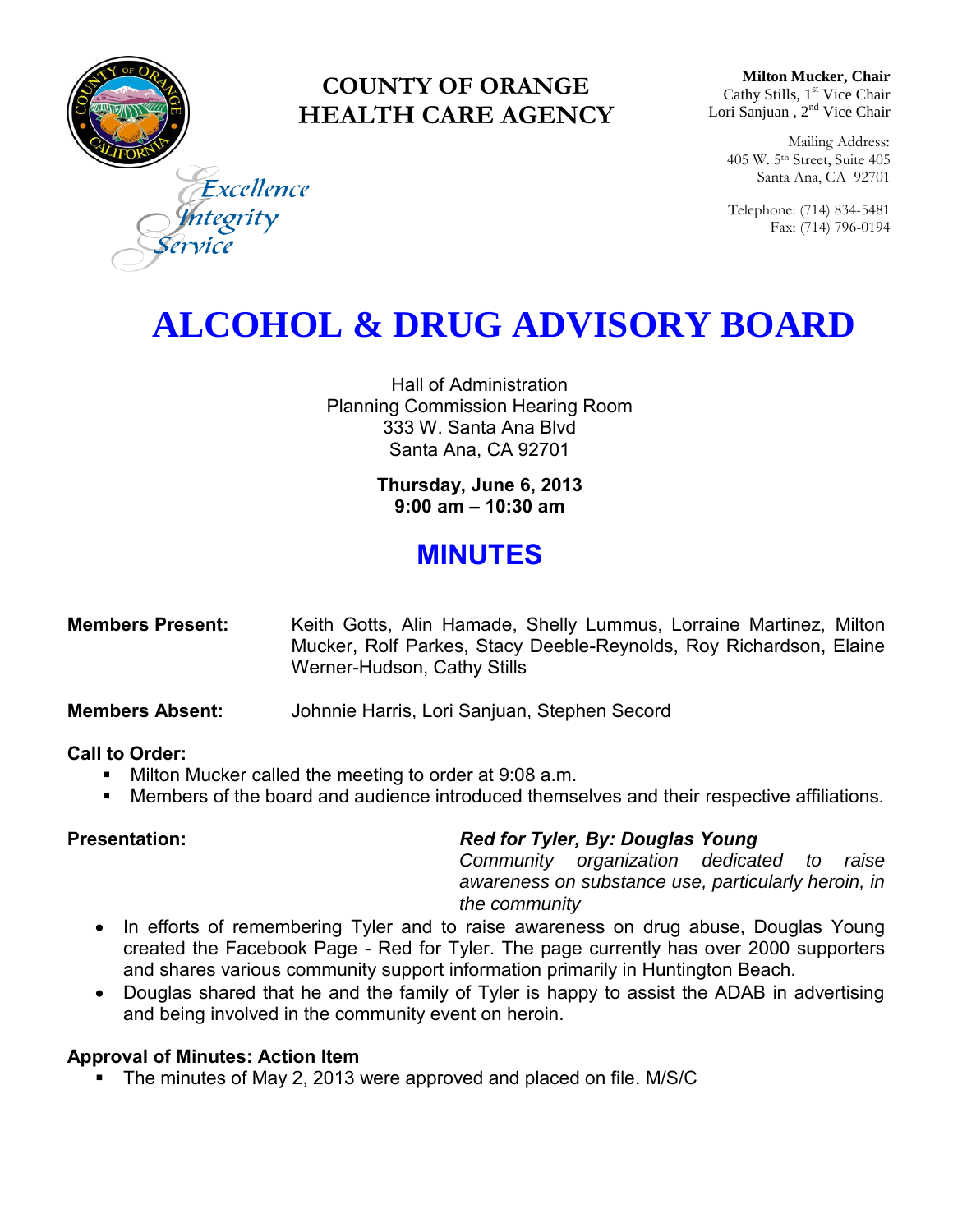**COUNTY OF ORANGE**
**HEALTH CARE AGENCY**

*Excellence*
*Integrity*
*Service*

**Milton Mucker, Chair**
Cathy Stills, 1st Vice Chair
Lori Sanjuan , 2nd Vice Chair

Mailing Address:
405 W. 5th Street, Suite 405
Santa Ana, CA 92701

Telephone: (714) 834-5481
Fax: (714) 796-0194

# ALCOHOL & DRUG ADVISORY BOARD

Hall of Administration
Planning Commission Hearing Room
333 W. Santa Ana Blvd
Santa Ana, CA 92701

**Thursday, June 6, 2013**
**9:00 am – 10:30 am**

## MINUTES

**Members Present:** Keith Gotts, Alin Hamade, Shelly Lummus, Lorraine Martinez, Milton Mucker, Rolf Parkes, Stacy Deeble-Reynolds, Roy Richardson, Elaine Werner-Hudson, Cathy Stills

**Members Absent:** Johnnie Harris, Lori Sanjuan, Stephen Secord

**Call to Order:**

- Milton Mucker called the meeting to order at 9:08 a.m.
- Members of the board and audience introduced themselves and their respective affiliations.

**Presentation:** ***Red for Tyler, By: Douglas Young***
*Community organization dedicated to raise awareness on substance use, particularly heroin, in the community*

- In efforts of remembering Tyler and to raise awareness on drug abuse, Douglas Young created the Facebook Page - Red for Tyler. The page currently has over 2000 supporters and shares various community support information primarily in Huntington Beach.
- Douglas shared that he and the family of Tyler is happy to assist the ADAB in advertising and being involved in the community event on heroin.

**Approval of Minutes: Action Item**

- The minutes of May 2, 2013 were approved and placed on file. M/S/C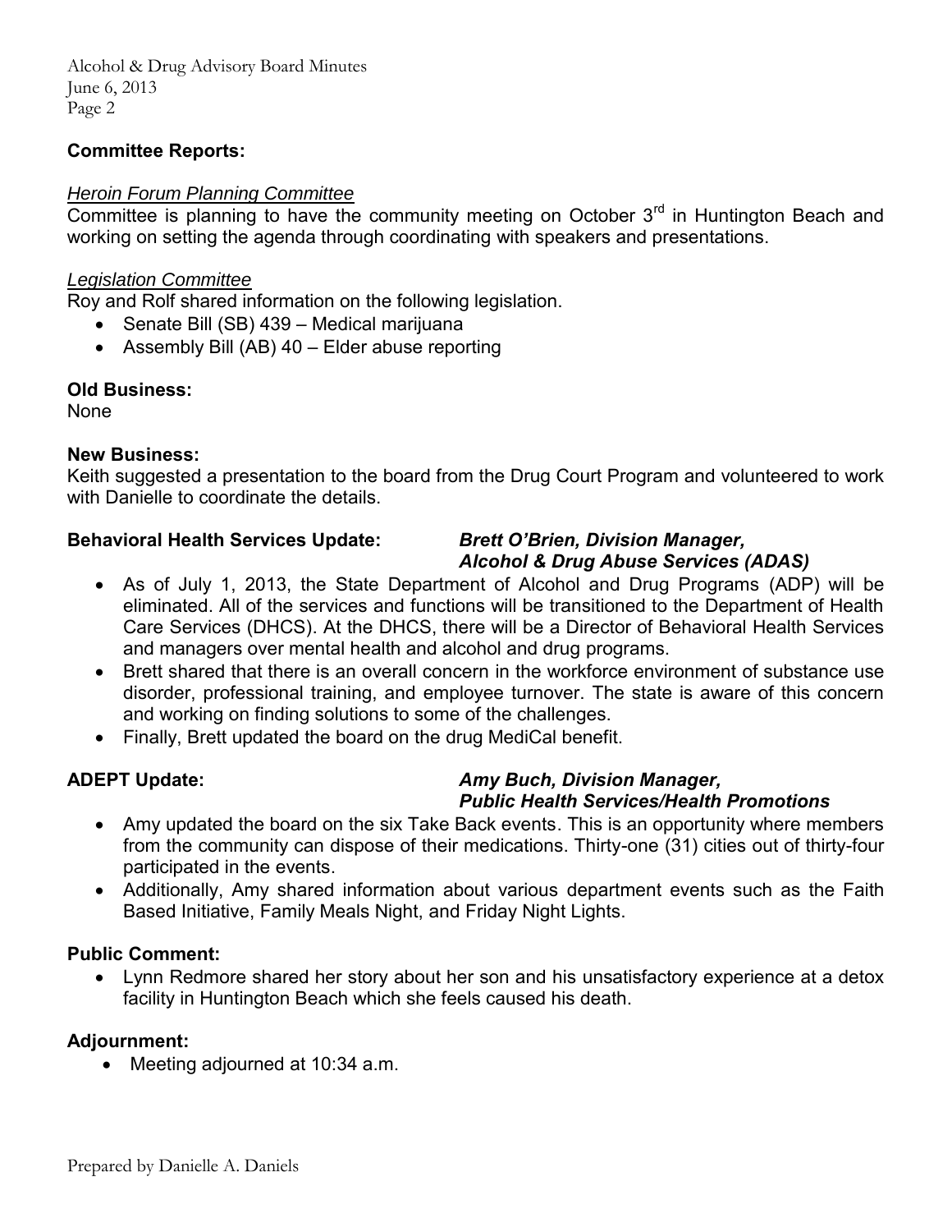**Committee Reports:**

*Heroin Forum Planning Committee*

Committee is planning to have the community meeting on October 3rd in Huntington Beach and working on setting the agenda through coordinating with speakers and presentations.

*Legislation Committee*

Roy and Rolf shared information on the following legislation.

- Senate Bill (SB) 439 – Medical marijuana
- Assembly Bill (AB) 40 – Elder abuse reporting

**Old Business:**

None

**New Business:**

Keith suggested a presentation to the board from the Drug Court Program and volunteered to work with Danielle to coordinate the details.

**Behavioral Health Services Update:** ***Brett O'Brien, Division Manager, Alcohol & Drug Abuse Services (ADAS)***

- As of July 1, 2013, the State Department of Alcohol and Drug Programs (ADP) will be eliminated. All of the services and functions will be transitioned to the Department of Health Care Services (DHCS). At the DHCS, there will be a Director of Behavioral Health Services and managers over mental health and alcohol and drug programs.
- Brett shared that there is an overall concern in the workforce environment of substance use disorder, professional training, and employee turnover. The state is aware of this concern and working on finding solutions to some of the challenges.
- Finally, Brett updated the board on the drug MediCal benefit.

**ADEPT Update:** ***Amy Buch, Division Manager, Public Health Services/Health Promotions***

- Amy updated the board on the six Take Back events. This is an opportunity where members from the community can dispose of their medications. Thirty-one (31) cities out of thirty-four participated in the events.
- Additionally, Amy shared information about various department events such as the Faith Based Initiative, Family Meals Night, and Friday Night Lights.

**Public Comment:**

- Lynn Redmore shared her story about her son and his unsatisfactory experience at a detox facility in Huntington Beach which she feels caused his death.

**Adjournment:**

- Meeting adjourned at 10:34 a.m.

Prepared by Danielle A. Daniels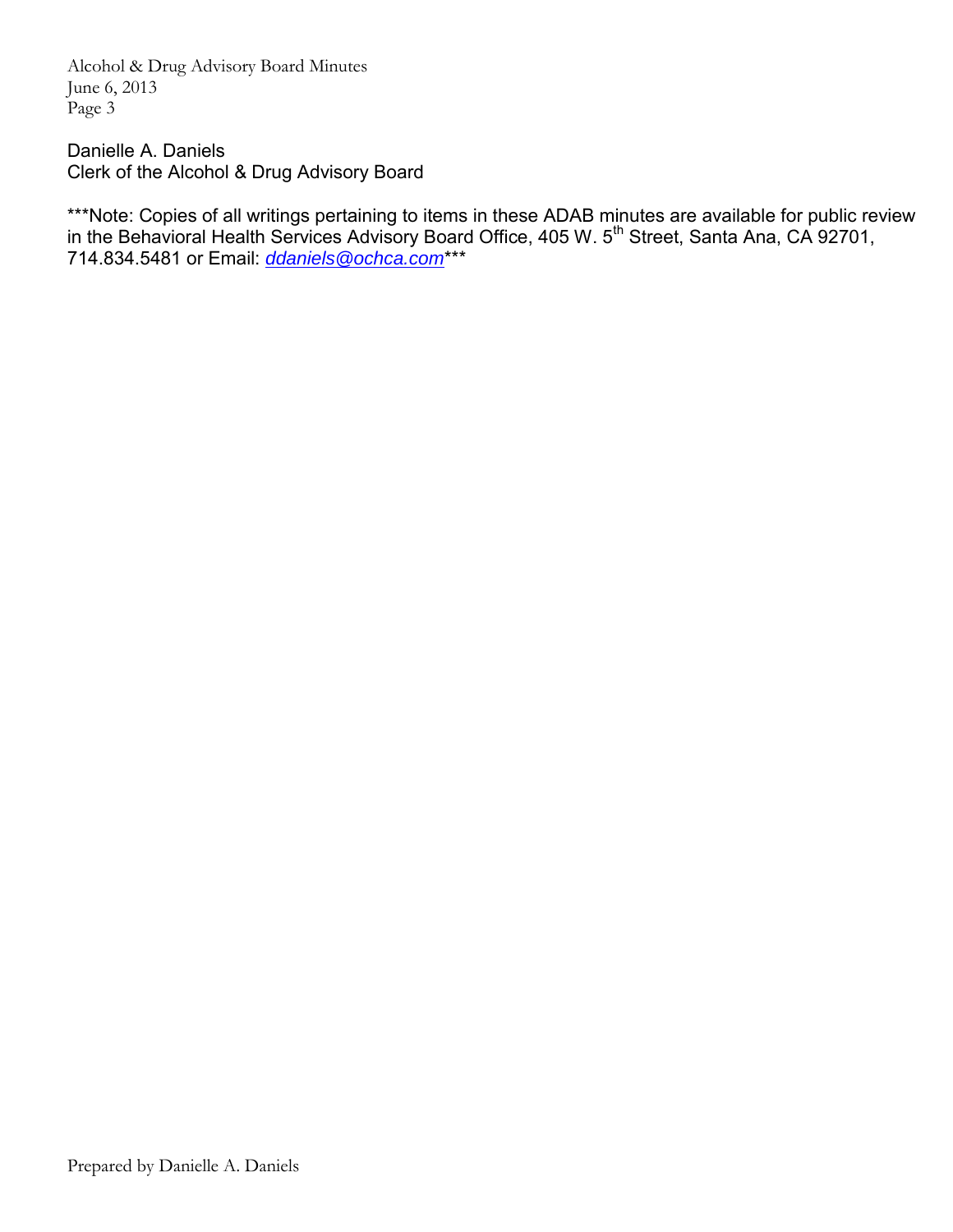Danielle A. Daniels
Clerk of the Alcohol & Drug Advisory Board

***Note: Copies of all writings pertaining to items in these ADAB minutes are available for public review in the Behavioral Health Services Advisory Board Office, 405 W. 5th Street, Santa Ana, CA 92701, 714.834.5481 or Email: *ddaniels@ochca.com****